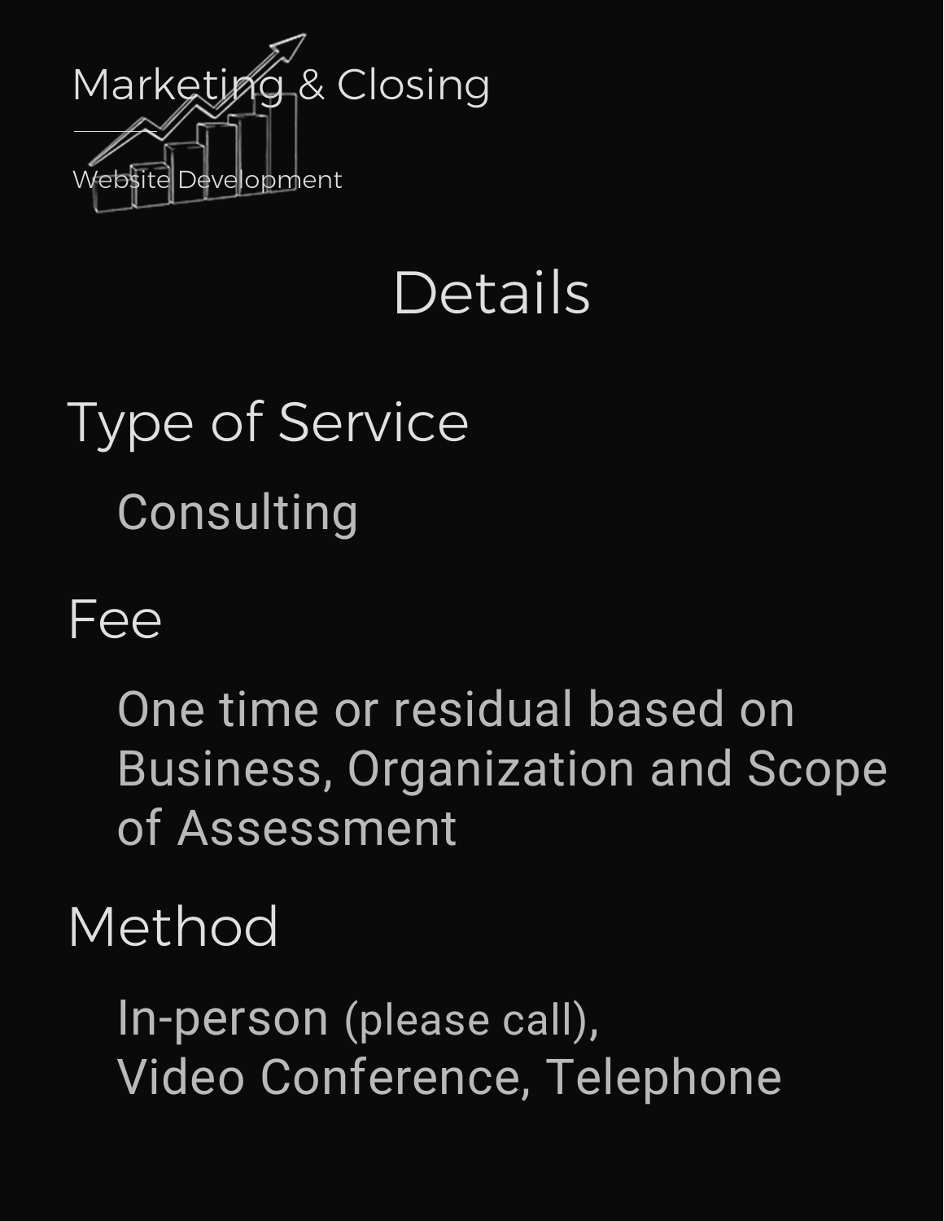Marketing & Closing

Website Development

# Details

## Type of Service

Consulting

## Fee

One time or residual based on Business, Organization and Scope of Assessment

## Method

In-person (please call),
Video Conference, Telephone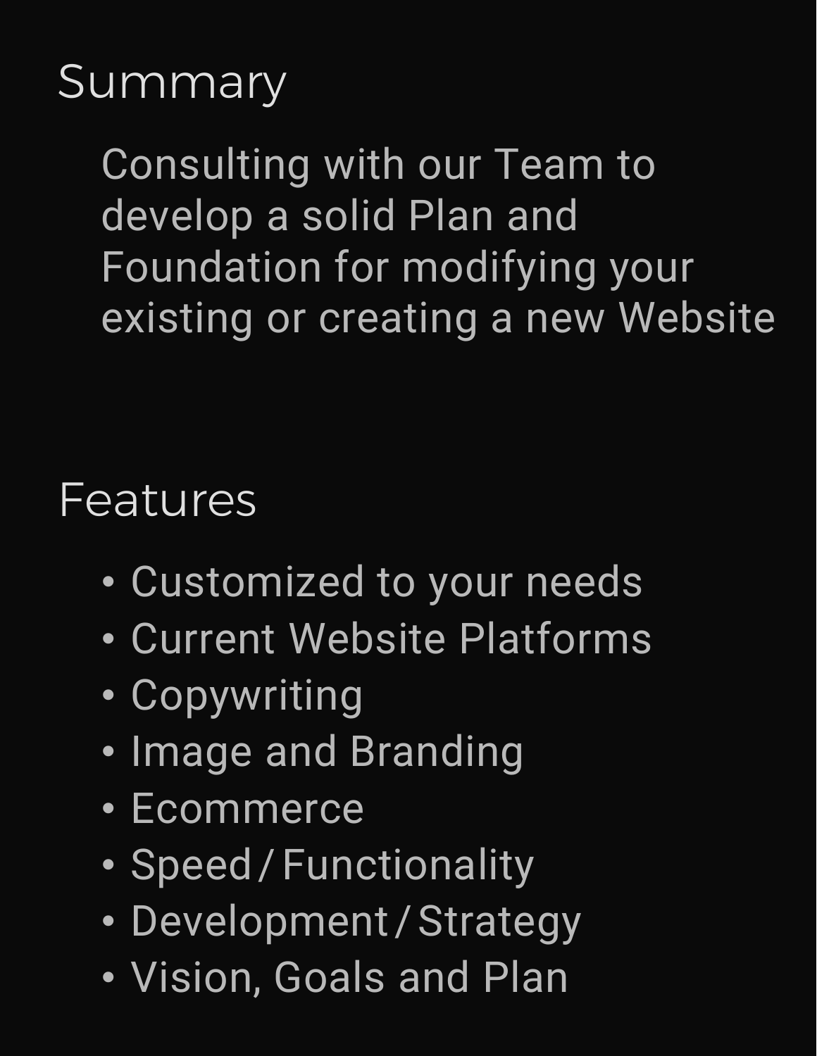## Summary

Consulting with our Team to develop a solid Plan and Foundation for modifying your existing or creating a new Website

## Features

- Customized to your needs
- Current Website Platforms
- Copywriting
- Image and Branding
- Ecommerce
- Speed / Functionality
- Development / Strategy
- Vision, Goals and Plan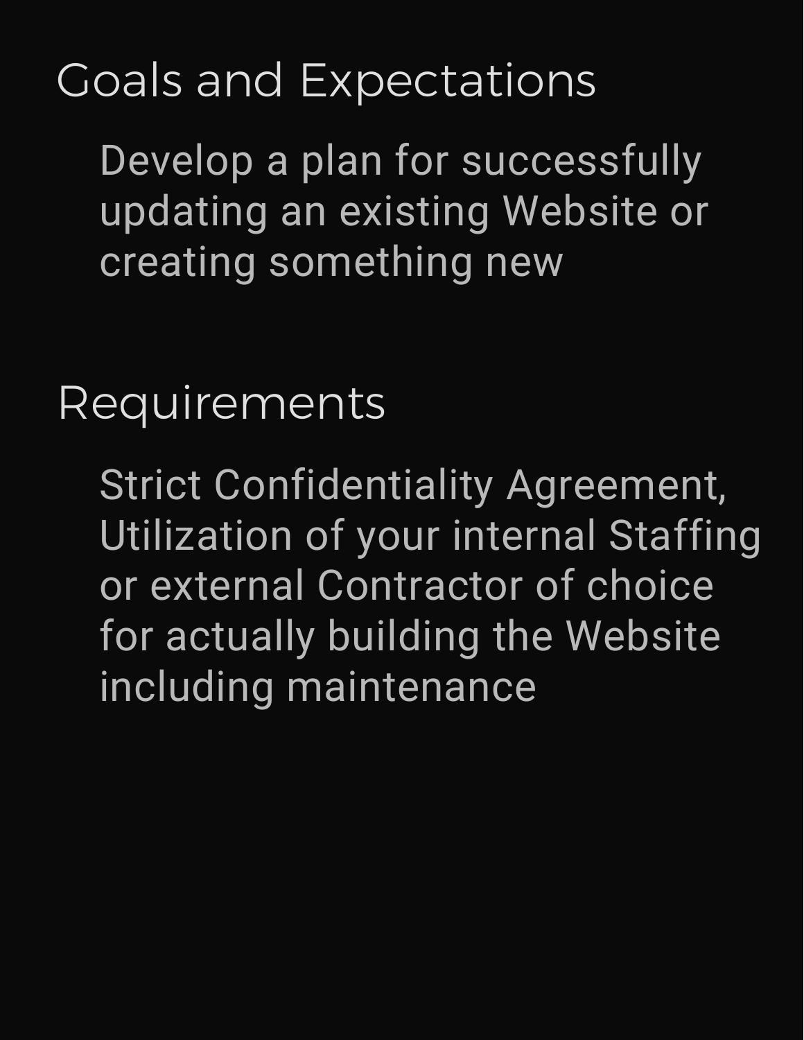## Goals and Expectations

Develop a plan for successfully updating an existing Website or creating something new

## Requirements

Strict Confidentiality Agreement, Utilization of your internal Staffing or external Contractor of choice for actually building the Website including maintenance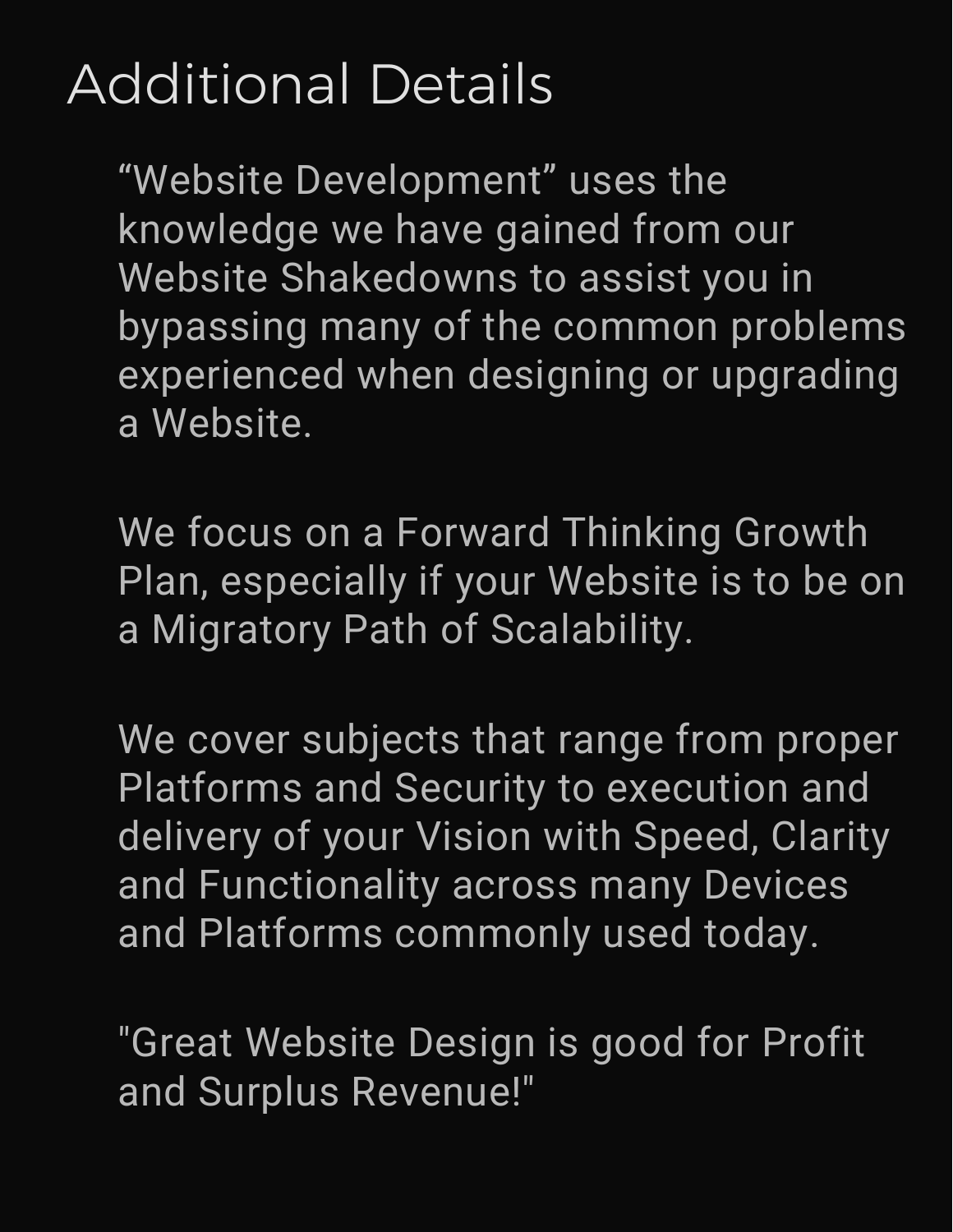# Additional Details

“Website Development” uses the knowledge we have gained from our Website Shakedowns to assist you in bypassing many of the common problems experienced when designing or upgrading a Website.

We focus on a Forward Thinking Growth Plan, especially if your Website is to be on a Migratory Path of Scalability.

We cover subjects that range from proper Platforms and Security to execution and delivery of your Vision with Speed, Clarity and Functionality across many Devices and Platforms commonly used today.

"Great Website Design is good for Profit and Surplus Revenue!"